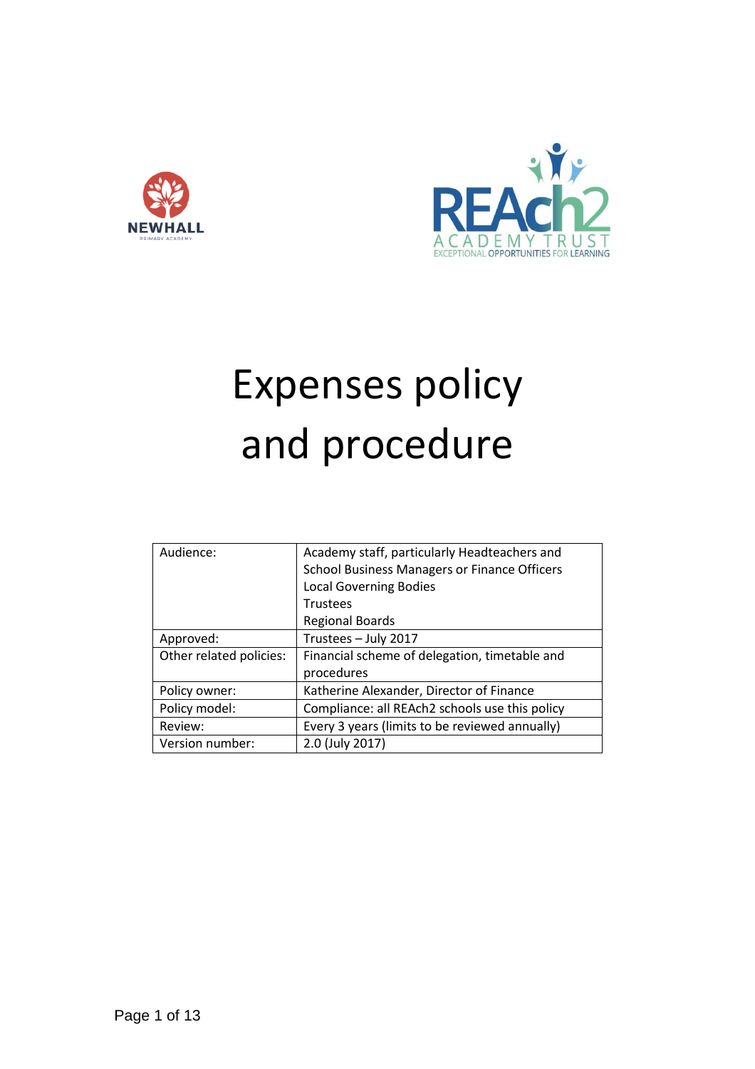NEWHALL
PRIMARY ACADEMY

REAch2
ACADEMY TRUST
EXCEPTIONAL OPPORTUNITIES FOR LEARNING

# Expenses policy and procedure

| | |
|---|---|
| Audience: | Academy staff, particularly Headteachers and School Business Managers or Finance Officers<br>Local Governing Bodies<br>Trustees<br>Regional Boards |
| Approved: | Trustees – July 2017 |
| Other related policies: | Financial scheme of delegation, timetable and procedures |
| Policy owner: | Katherine Alexander, Director of Finance |
| Policy model: | Compliance: all REAch2 schools use this policy |
| Review: | Every 3 years (limits to be reviewed annually) |
| Version number: | 2.0 (July 2017) |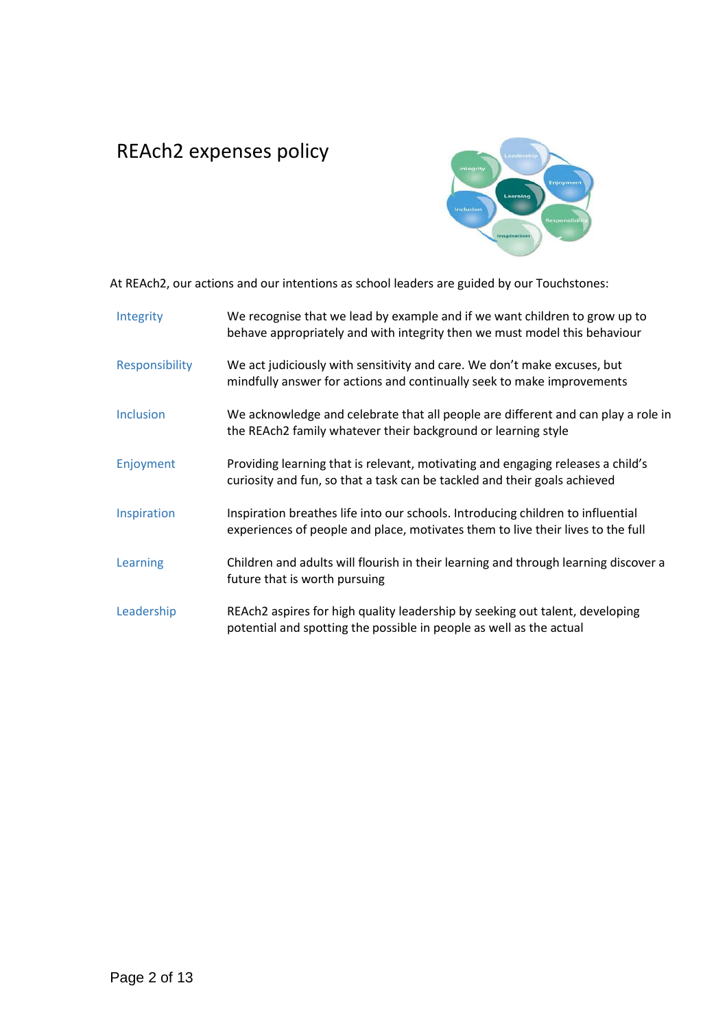# REAch2 expenses policy

At REAch2, our actions and our intentions as school leaders are guided by our Touchstones:

| | |
|---|---|
| Integrity | We recognise that we lead by example and if we want children to grow up to behave appropriately and with integrity then we must model this behaviour |
| Responsibility | We act judiciously with sensitivity and care. We don't make excuses, but mindfully answer for actions and continually seek to make improvements |
| Inclusion | We acknowledge and celebrate that all people are different and can play a role in the REAch2 family whatever their background or learning style |
| Enjoyment | Providing learning that is relevant, motivating and engaging releases a child's curiosity and fun, so that a task can be tackled and their goals achieved |
| Inspiration | Inspiration breathes life into our schools. Introducing children to influential experiences of people and place, motivates them to live their lives to the full |
| Learning | Children and adults will flourish in their learning and through learning discover a future that is worth pursuing |
| Leadership | REAch2 aspires for high quality leadership by seeking out talent, developing potential and spotting the possible in people as well as the actual |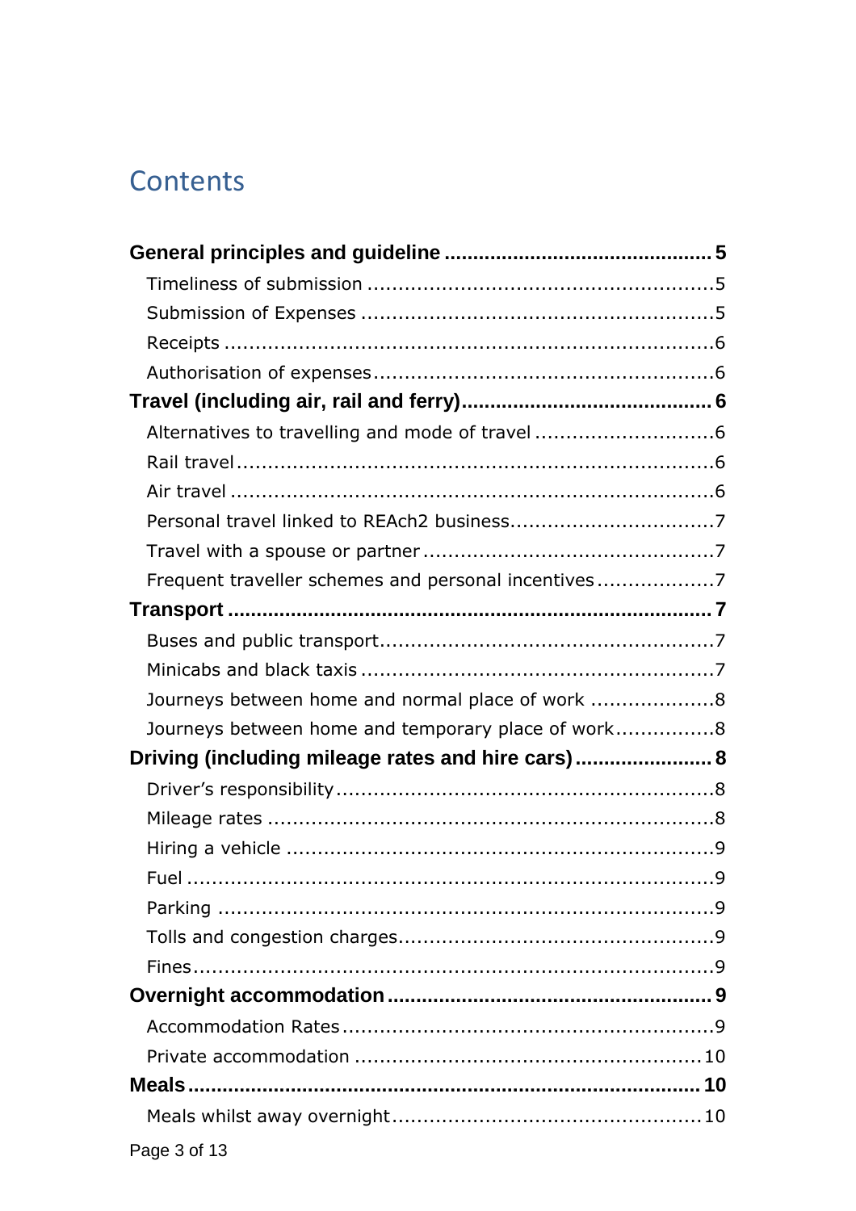# Contents

**General principles and guideline .............................................. 5**

Timeliness of submission ........................................................5

Submission of Expenses .........................................................5

Receipts ...............................................................................6

Authorisation of expenses.......................................................6

**Travel (including air, rail and ferry)........................................... 6**

Alternatives to travelling and mode of travel .............................6

Rail travel.............................................................................6

Air travel ..............................................................................6

Personal travel linked to REAch2 business.................................7

Travel with a spouse or partner ...............................................7

Frequent traveller schemes and personal incentives...................7

**Transport ................................................................................. 7**

Buses and public transport......................................................7

Minicabs and black taxis .........................................................7

Journeys between home and normal place of work ....................8

Journeys between home and temporary place of work................8

**Driving (including mileage rates and hire cars)......................... 8**

Driver's responsibility.............................................................8

Mileage rates ........................................................................8

Hiring a vehicle .....................................................................9

Fuel .....................................................................................9

Parking ................................................................................9

Tolls and congestion charges...................................................9

Fines....................................................................................9

**Overnight accommodation ....................................................... 9**

Accommodation Rates............................................................9

Private accommodation ........................................................10

**Meals...................................................................................... 10**

Meals whilst away overnight..................................................10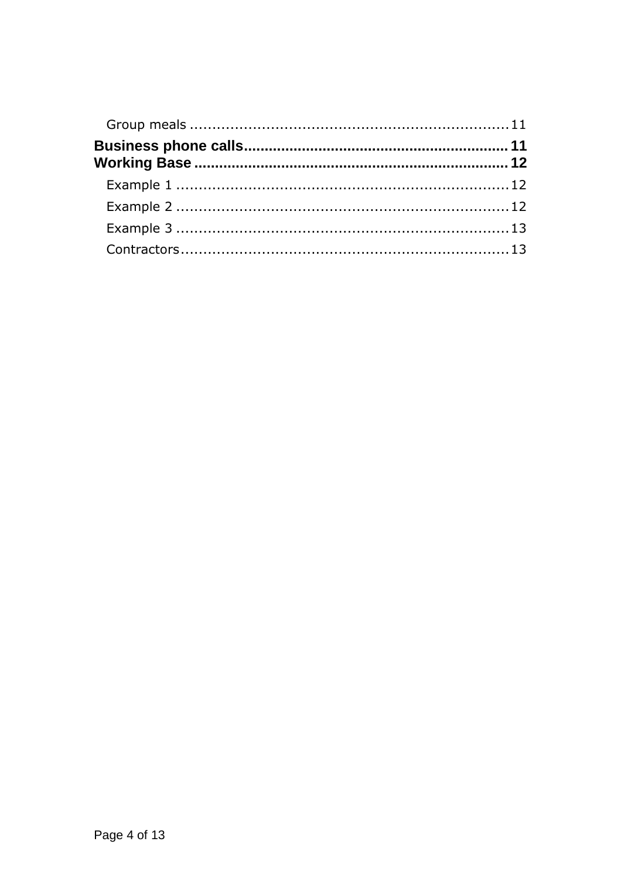Group meals ....................................................................... 11

**Business phone calls............................................................. 11**

**Working Base ........................................................................ 12**

Example 1 ......................................................................... 12

Example 2 ......................................................................... 12

Example 3 ......................................................................... 13

Contractors........................................................................ 13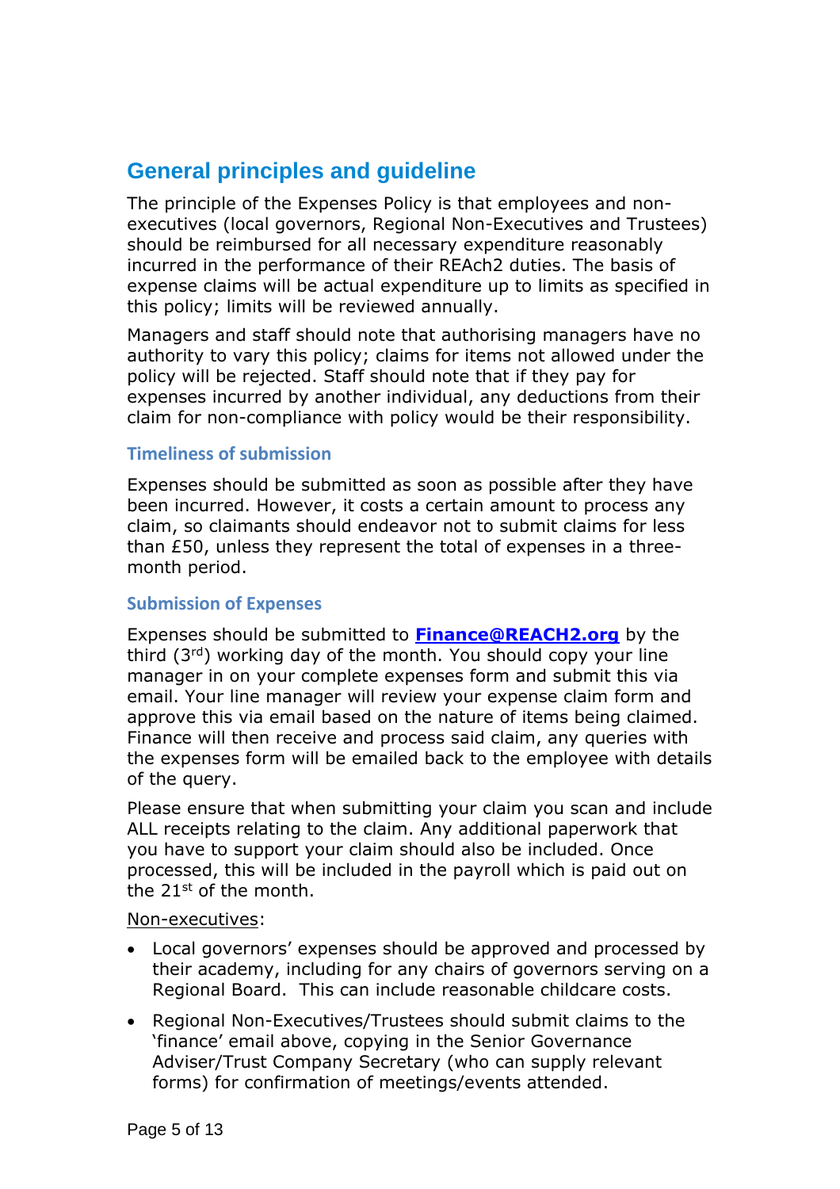## General principles and guideline

The principle of the Expenses Policy is that employees and non-executives (local governors, Regional Non-Executives and Trustees) should be reimbursed for all necessary expenditure reasonably incurred in the performance of their REAch2 duties. The basis of expense claims will be actual expenditure up to limits as specified in this policy; limits will be reviewed annually.

Managers and staff should note that authorising managers have no authority to vary this policy; claims for items not allowed under the policy will be rejected. Staff should note that if they pay for expenses incurred by another individual, any deductions from their claim for non-compliance with policy would be their responsibility.

### Timeliness of submission

Expenses should be submitted as soon as possible after they have been incurred. However, it costs a certain amount to process any claim, so claimants should endeavor not to submit claims for less than £50, unless they represent the total of expenses in a three-month period.

### Submission of Expenses

Expenses should be submitted to **Finance@REACH2.org** by the third (3rd) working day of the month. You should copy your line manager in on your complete expenses form and submit this via email. Your line manager will review your expense claim form and approve this via email based on the nature of items being claimed. Finance will then receive and process said claim, any queries with the expenses form will be emailed back to the employee with details of the query.

Please ensure that when submitting your claim you scan and include ALL receipts relating to the claim. Any additional paperwork that you have to support your claim should also be included. Once processed, this will be included in the payroll which is paid out on the 21st of the month.

Non-executives:

- Local governors' expenses should be approved and processed by their academy, including for any chairs of governors serving on a Regional Board. This can include reasonable childcare costs.
- Regional Non-Executives/Trustees should submit claims to the 'finance' email above, copying in the Senior Governance Adviser/Trust Company Secretary (who can supply relevant forms) for confirmation of meetings/events attended.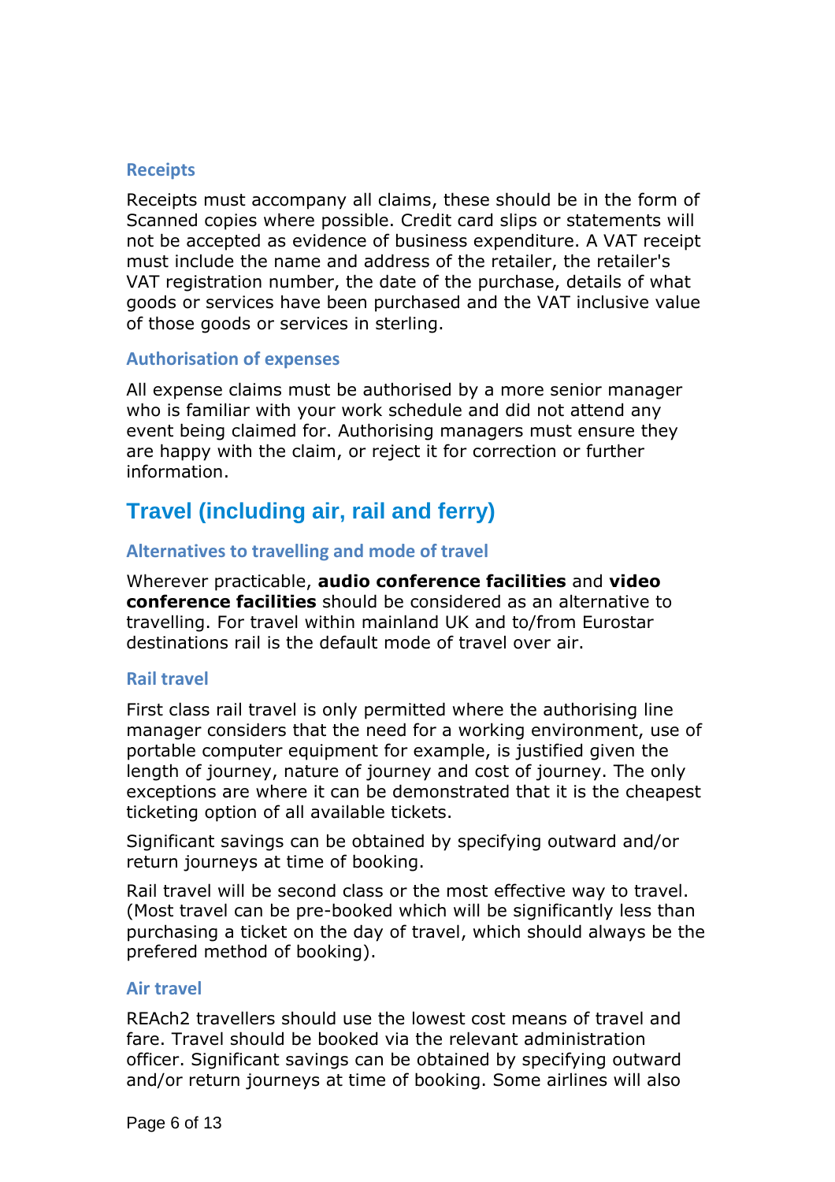### Receipts

Receipts must accompany all claims, these should be in the form of Scanned copies where possible. Credit card slips or statements will not be accepted as evidence of business expenditure. A VAT receipt must include the name and address of the retailer, the retailer's VAT registration number, the date of the purchase, details of what goods or services have been purchased and the VAT inclusive value of those goods or services in sterling.

### Authorisation of expenses

All expense claims must be authorised by a more senior manager who is familiar with your work schedule and did not attend any event being claimed for. Authorising managers must ensure they are happy with the claim, or reject it for correction or further information.

## Travel (including air, rail and ferry)

### Alternatives to travelling and mode of travel

Wherever practicable, **audio conference facilities** and **video conference facilities** should be considered as an alternative to travelling. For travel within mainland UK and to/from Eurostar destinations rail is the default mode of travel over air.

### Rail travel

First class rail travel is only permitted where the authorising line manager considers that the need for a working environment, use of portable computer equipment for example, is justified given the length of journey, nature of journey and cost of journey. The only exceptions are where it can be demonstrated that it is the cheapest ticketing option of all available tickets.

Significant savings can be obtained by specifying outward and/or return journeys at time of booking.

Rail travel will be second class or the most effective way to travel. (Most travel can be pre-booked which will be significantly less than purchasing a ticket on the day of travel, which should always be the prefered method of booking).

### Air travel

REAch2 travellers should use the lowest cost means of travel and fare. Travel should be booked via the relevant administration officer. Significant savings can be obtained by specifying outward and/or return journeys at time of booking. Some airlines will also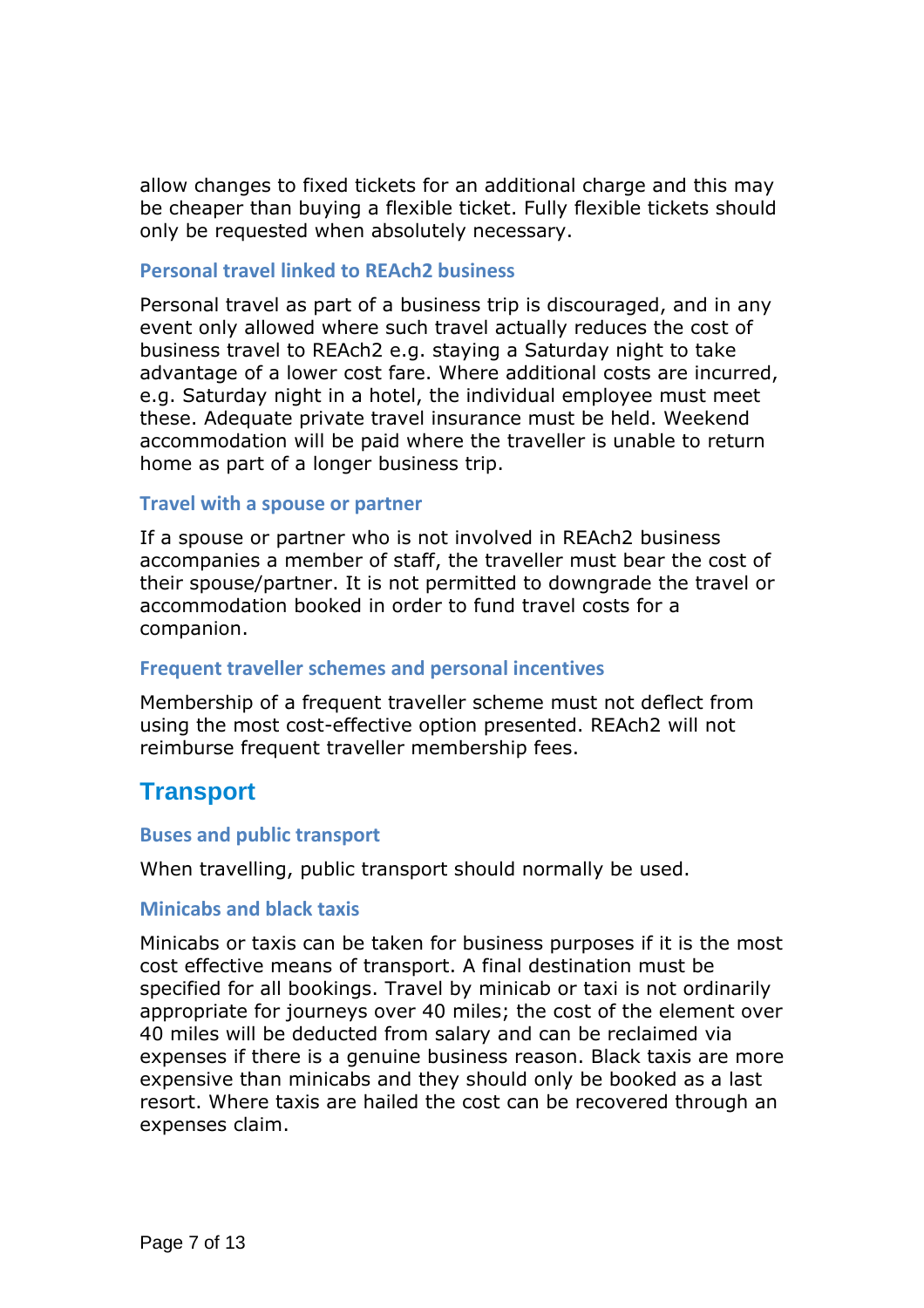allow changes to fixed tickets for an additional charge and this may be cheaper than buying a flexible ticket. Fully flexible tickets should only be requested when absolutely necessary.

### Personal travel linked to REAch2 business

Personal travel as part of a business trip is discouraged, and in any event only allowed where such travel actually reduces the cost of business travel to REAch2 e.g. staying a Saturday night to take advantage of a lower cost fare. Where additional costs are incurred, e.g. Saturday night in a hotel, the individual employee must meet these. Adequate private travel insurance must be held. Weekend accommodation will be paid where the traveller is unable to return home as part of a longer business trip.

### Travel with a spouse or partner

If a spouse or partner who is not involved in REAch2 business accompanies a member of staff, the traveller must bear the cost of their spouse/partner. It is not permitted to downgrade the travel or accommodation booked in order to fund travel costs for a companion.

### Frequent traveller schemes and personal incentives

Membership of a frequent traveller scheme must not deflect from using the most cost-effective option presented. REAch2 will not reimburse frequent traveller membership fees.

## Transport

### Buses and public transport

When travelling, public transport should normally be used.

### Minicabs and black taxis

Minicabs or taxis can be taken for business purposes if it is the most cost effective means of transport. A final destination must be specified for all bookings. Travel by minicab or taxi is not ordinarily appropriate for journeys over 40 miles; the cost of the element over 40 miles will be deducted from salary and can be reclaimed via expenses if there is a genuine business reason. Black taxis are more expensive than minicabs and they should only be booked as a last resort. Where taxis are hailed the cost can be recovered through an expenses claim.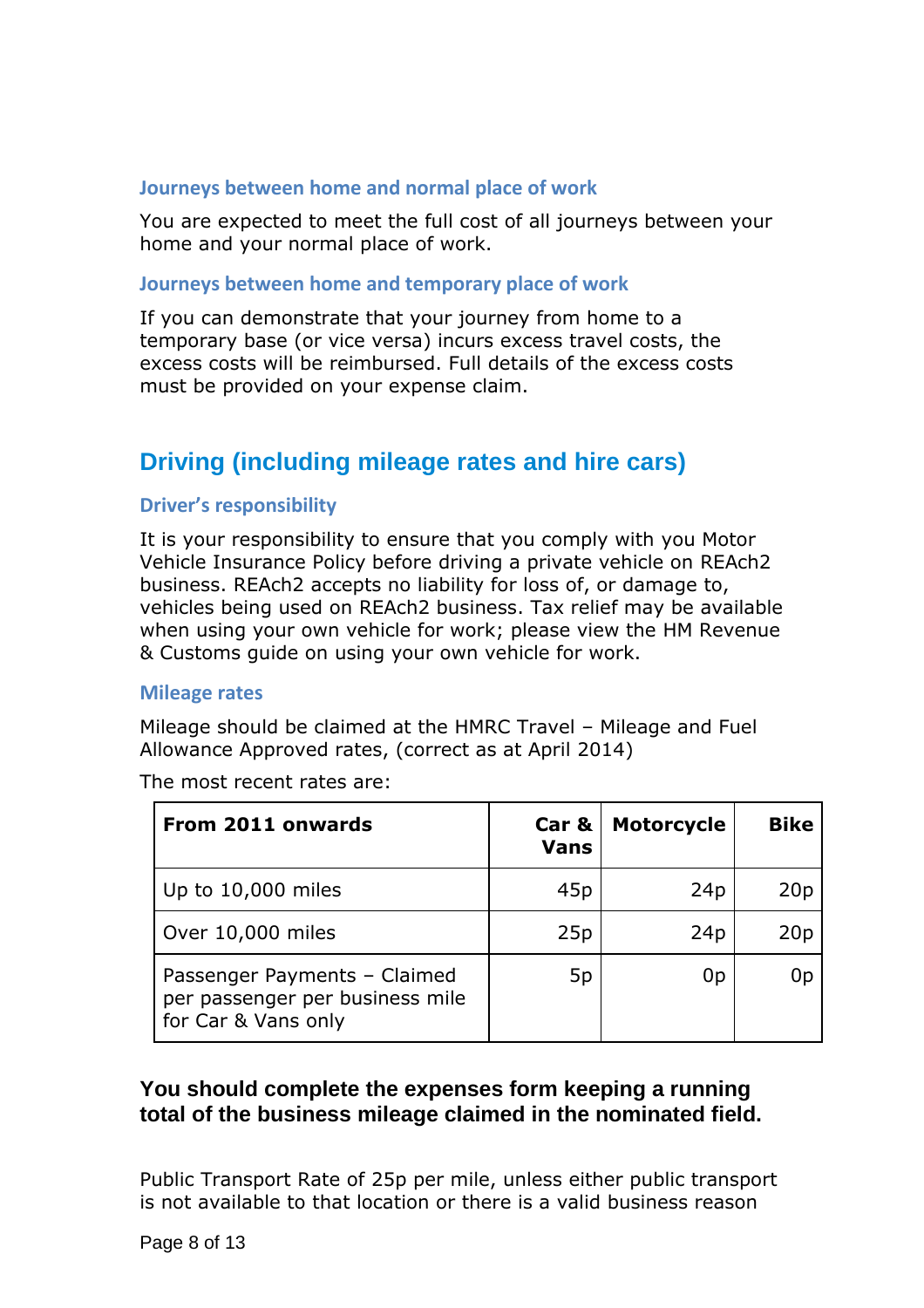### Journeys between home and normal place of work

You are expected to meet the full cost of all journeys between your home and your normal place of work.

### Journeys between home and temporary place of work

If you can demonstrate that your journey from home to a temporary base (or vice versa) incurs excess travel costs, the excess costs will be reimbursed. Full details of the excess costs must be provided on your expense claim.

## Driving (including mileage rates and hire cars)

### Driver's responsibility

It is your responsibility to ensure that you comply with you Motor Vehicle Insurance Policy before driving a private vehicle on REAch2 business. REAch2 accepts no liability for loss of, or damage to, vehicles being used on REAch2 business. Tax relief may be available when using your own vehicle for work; please view the HM Revenue & Customs guide on using your own vehicle for work.

### Mileage rates

Mileage should be claimed at the HMRC Travel – Mileage and Fuel Allowance Approved rates, (correct as at April 2014)

The most recent rates are:

| From 2011 onwards | Car & Vans | Motorcycle | Bike |
|---|---:|---:|---:|
| Up to 10,000 miles | 45p | 24p | 20p |
| Over 10,000 miles | 25p | 24p | 20p |
| Passenger Payments – Claimed per passenger per business mile for Car & Vans only | 5p | 0p | 0p |

**You should complete the expenses form keeping a running total of the business mileage claimed in the nominated field.**

Public Transport Rate of 25p per mile, unless either public transport is not available to that location or there is a valid business reason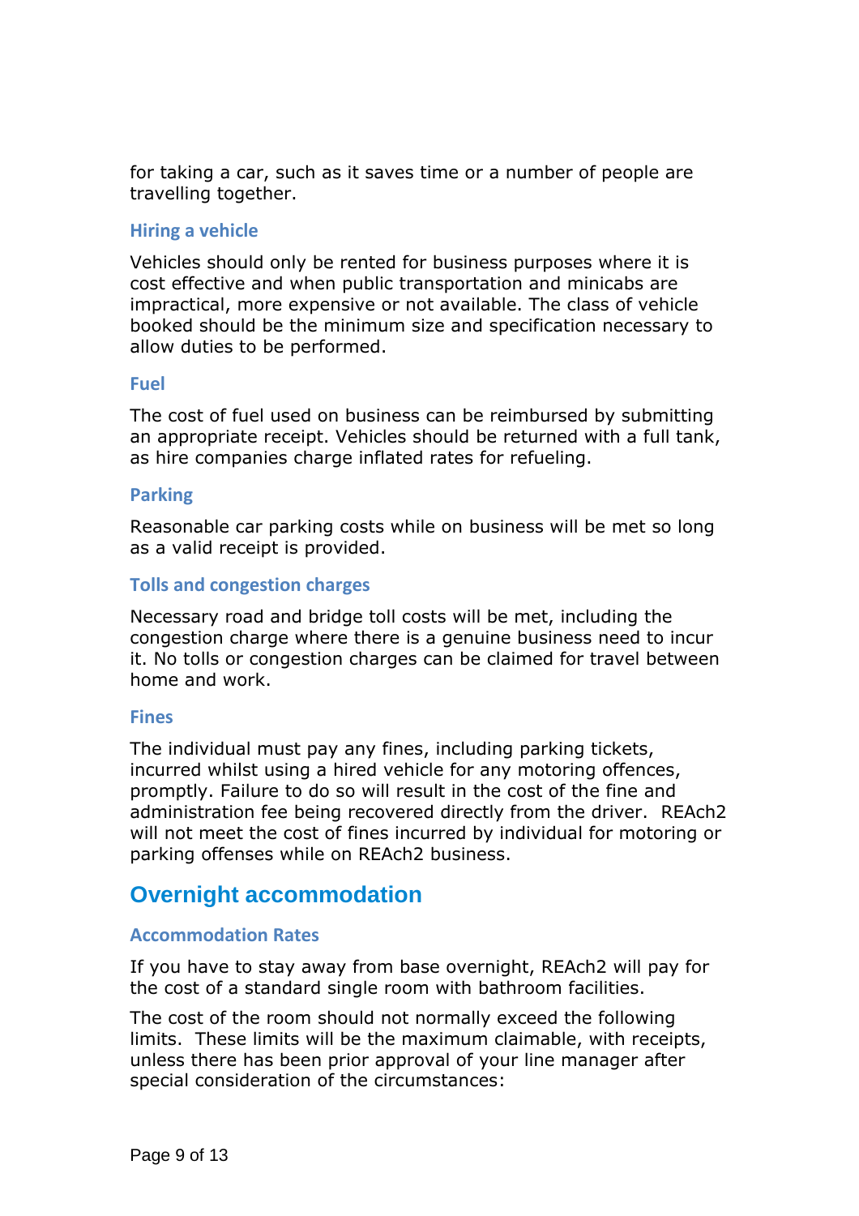for taking a car, such as it saves time or a number of people are travelling together.

### Hiring a vehicle

Vehicles should only be rented for business purposes where it is cost effective and when public transportation and minicabs are impractical, more expensive or not available. The class of vehicle booked should be the minimum size and specification necessary to allow duties to be performed.

### Fuel

The cost of fuel used on business can be reimbursed by submitting an appropriate receipt. Vehicles should be returned with a full tank, as hire companies charge inflated rates for refueling.

### Parking

Reasonable car parking costs while on business will be met so long as a valid receipt is provided.

### Tolls and congestion charges

Necessary road and bridge toll costs will be met, including the congestion charge where there is a genuine business need to incur it. No tolls or congestion charges can be claimed for travel between home and work.

### Fines

The individual must pay any fines, including parking tickets, incurred whilst using a hired vehicle for any motoring offences, promptly. Failure to do so will result in the cost of the fine and administration fee being recovered directly from the driver. REAch2 will not meet the cost of fines incurred by individual for motoring or parking offenses while on REAch2 business.

## Overnight accommodation

### Accommodation Rates

If you have to stay away from base overnight, REAch2 will pay for the cost of a standard single room with bathroom facilities.

The cost of the room should not normally exceed the following limits. These limits will be the maximum claimable, with receipts, unless there has been prior approval of your line manager after special consideration of the circumstances: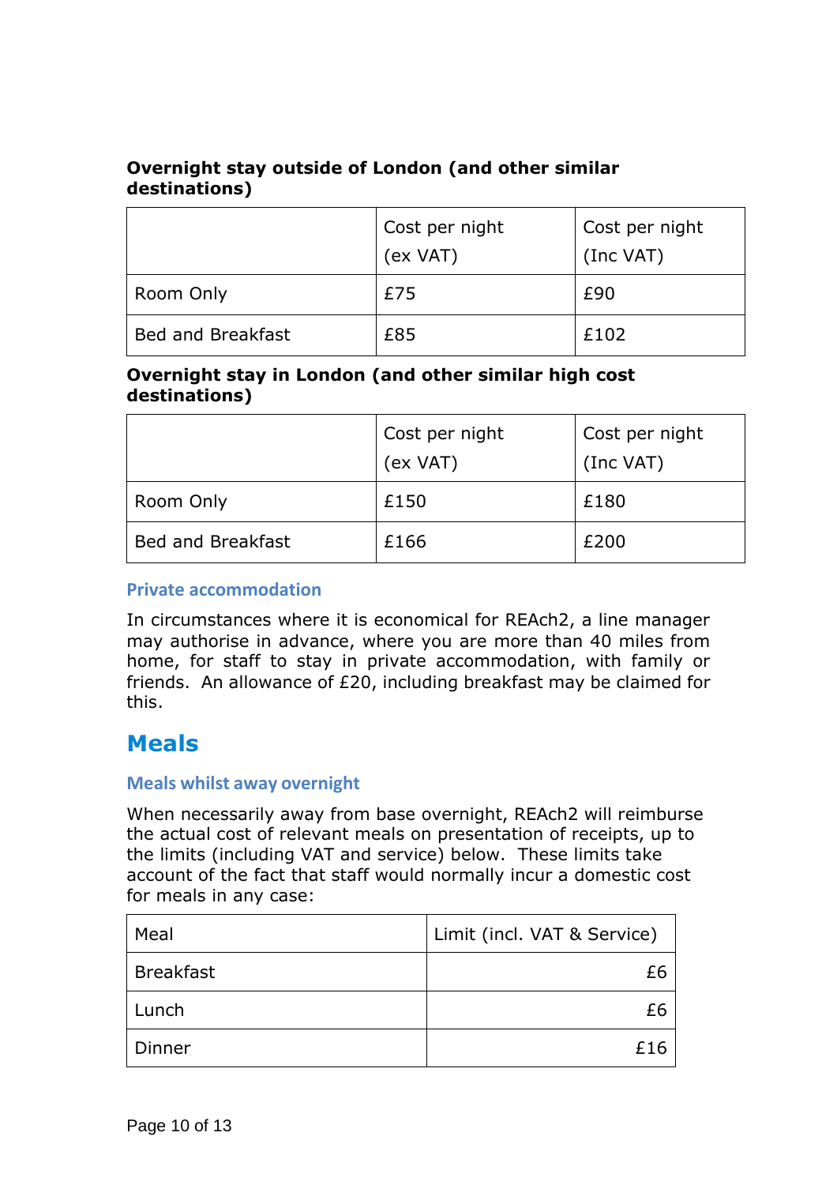**Overnight stay outside of London (and other similar destinations)**

| | Cost per night (ex VAT) | Cost per night (Inc VAT) |
|---|---|---|
| Room Only | £75 | £90 |
| Bed and Breakfast | £85 | £102 |

**Overnight stay in London (and other similar high cost destinations)**

| | Cost per night (ex VAT) | Cost per night (Inc VAT) |
|---|---|---|
| Room Only | £150 | £180 |
| Bed and Breakfast | £166 | £200 |

### Private accommodation

In circumstances where it is economical for REAch2, a line manager may authorise in advance, where you are more than 40 miles from home, for staff to stay in private accommodation, with family or friends. An allowance of £20, including breakfast may be claimed for this.

## Meals

### Meals whilst away overnight

When necessarily away from base overnight, REAch2 will reimburse the actual cost of relevant meals on presentation of receipts, up to the limits (including VAT and service) below. These limits take account of the fact that staff would normally incur a domestic cost for meals in any case:

| Meal | Limit (incl. VAT & Service) |
|---|---:|
| Breakfast | £6 |
| Lunch | £6 |
| Dinner | £16 |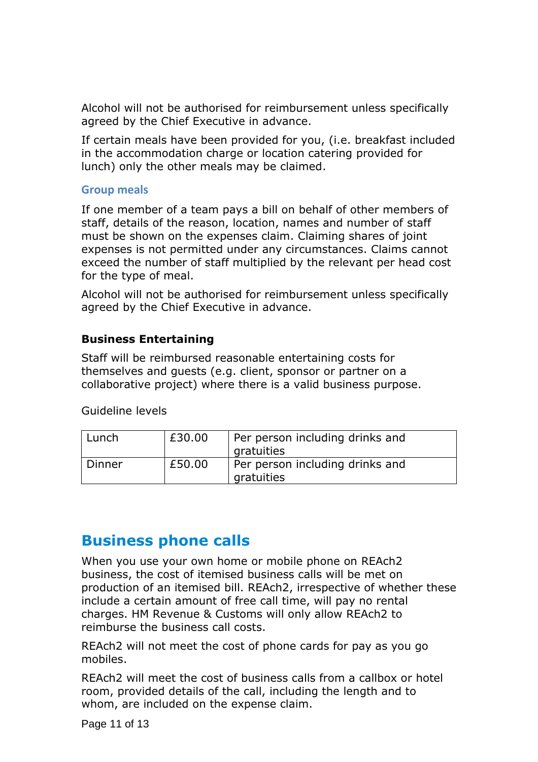Alcohol will not be authorised for reimbursement unless specifically agreed by the Chief Executive in advance.

If certain meals have been provided for you, (i.e. breakfast included in the accommodation charge or location catering provided for lunch) only the other meals may be claimed.

### Group meals

If one member of a team pays a bill on behalf of other members of staff, details of the reason, location, names and number of staff must be shown on the expenses claim. Claiming shares of joint expenses is not permitted under any circumstances. Claims cannot exceed the number of staff multiplied by the relevant per head cost for the type of meal.

Alcohol will not be authorised for reimbursement unless specifically agreed by the Chief Executive in advance.

**Business Entertaining**

Staff will be reimbursed reasonable entertaining costs for themselves and guests (e.g. client, sponsor or partner on a collaborative project) where there is a valid business purpose.

Guideline levels

| Lunch | £30.00 | Per person including drinks and gratuities |
|---|---|---|
| Dinner | £50.00 | Per person including drinks and gratuities |

## Business phone calls

When you use your own home or mobile phone on REAch2 business, the cost of itemised business calls will be met on production of an itemised bill. REAch2, irrespective of whether these include a certain amount of free call time, will pay no rental charges. HM Revenue & Customs will only allow REAch2 to reimburse the business call costs.

REAch2 will not meet the cost of phone cards for pay as you go mobiles.

REAch2 will meet the cost of business calls from a callbox or hotel room, provided details of the call, including the length and to whom, are included on the expense claim.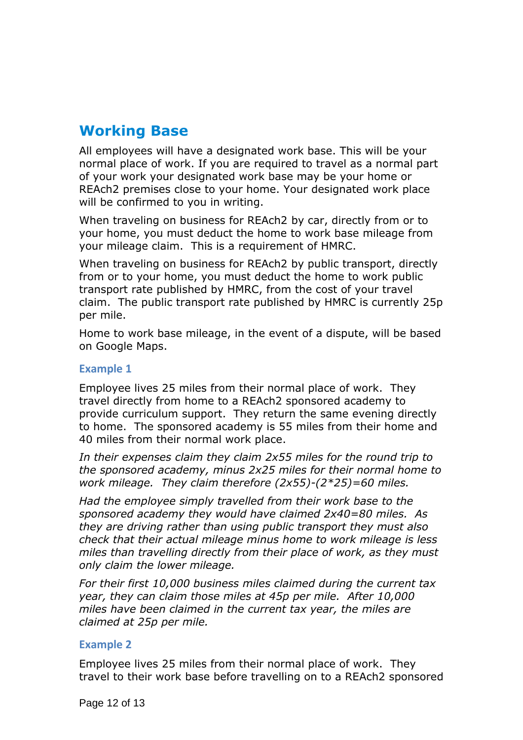## Working Base

All employees will have a designated work base. This will be your normal place of work. If you are required to travel as a normal part of your work your designated work base may be your home or REAch2 premises close to your home. Your designated work place will be confirmed to you in writing.

When traveling on business for REAch2 by car, directly from or to your home, you must deduct the home to work base mileage from your mileage claim. This is a requirement of HMRC.

When traveling on business for REAch2 by public transport, directly from or to your home, you must deduct the home to work public transport rate published by HMRC, from the cost of your travel claim. The public transport rate published by HMRC is currently 25p per mile.

Home to work base mileage, in the event of a dispute, will be based on Google Maps.

### Example 1

Employee lives 25 miles from their normal place of work. They travel directly from home to a REAch2 sponsored academy to provide curriculum support. They return the same evening directly to home. The sponsored academy is 55 miles from their home and 40 miles from their normal work place.

*In their expenses claim they claim 2x55 miles for the round trip to the sponsored academy, minus 2x25 miles for their normal home to work mileage. They claim therefore (2x55)-(2*25)=60 miles.*

*Had the employee simply travelled from their work base to the sponsored academy they would have claimed 2x40=80 miles. As they are driving rather than using public transport they must also check that their actual mileage minus home to work mileage is less miles than travelling directly from their place of work, as they must only claim the lower mileage.*

*For their first 10,000 business miles claimed during the current tax year, they can claim those miles at 45p per mile. After 10,000 miles have been claimed in the current tax year, the miles are claimed at 25p per mile.*

### Example 2

Employee lives 25 miles from their normal place of work. They travel to their work base before travelling on to a REAch2 sponsored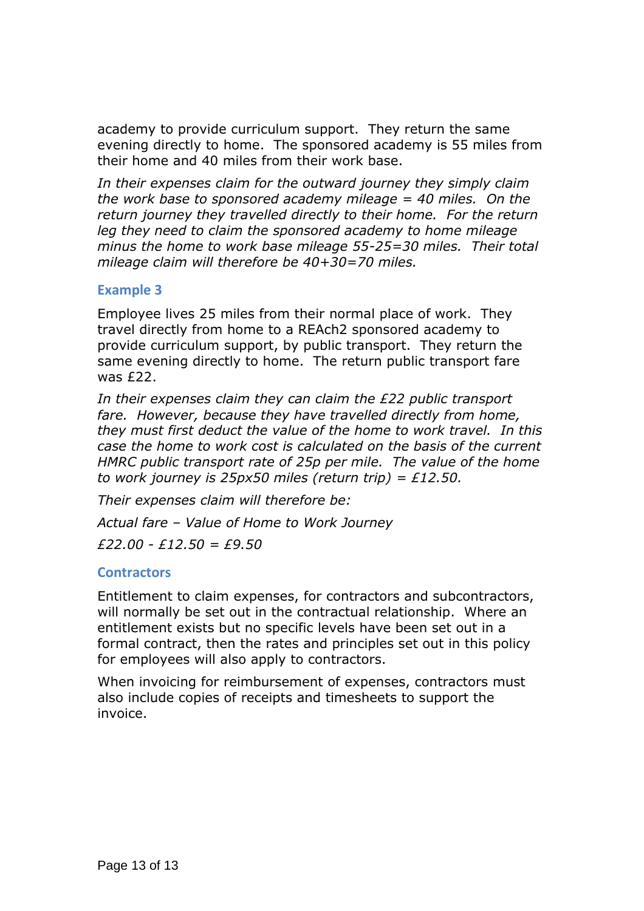academy to provide curriculum support. They return the same evening directly to home. The sponsored academy is 55 miles from their home and 40 miles from their work base.

*In their expenses claim for the outward journey they simply claim the work base to sponsored academy mileage = 40 miles. On the return journey they travelled directly to their home. For the return leg they need to claim the sponsored academy to home mileage minus the home to work base mileage 55-25=30 miles. Their total mileage claim will therefore be 40+30=70 miles.*

### Example 3

Employee lives 25 miles from their normal place of work. They travel directly from home to a REAch2 sponsored academy to provide curriculum support, by public transport. They return the same evening directly to home. The return public transport fare was £22.

*In their expenses claim they can claim the £22 public transport fare. However, because they have travelled directly from home, they must first deduct the value of the home to work travel. In this case the home to work cost is calculated on the basis of the current HMRC public transport rate of 25p per mile. The value of the home to work journey is 25px50 miles (return trip) = £12.50.*

*Their expenses claim will therefore be:*

*Actual fare – Value of Home to Work Journey*

*£22.00 - £12.50 = £9.50*

### Contractors

Entitlement to claim expenses, for contractors and subcontractors, will normally be set out in the contractual relationship. Where an entitlement exists but no specific levels have been set out in a formal contract, then the rates and principles set out in this policy for employees will also apply to contractors.

When invoicing for reimbursement of expenses, contractors must also include copies of receipts and timesheets to support the invoice.